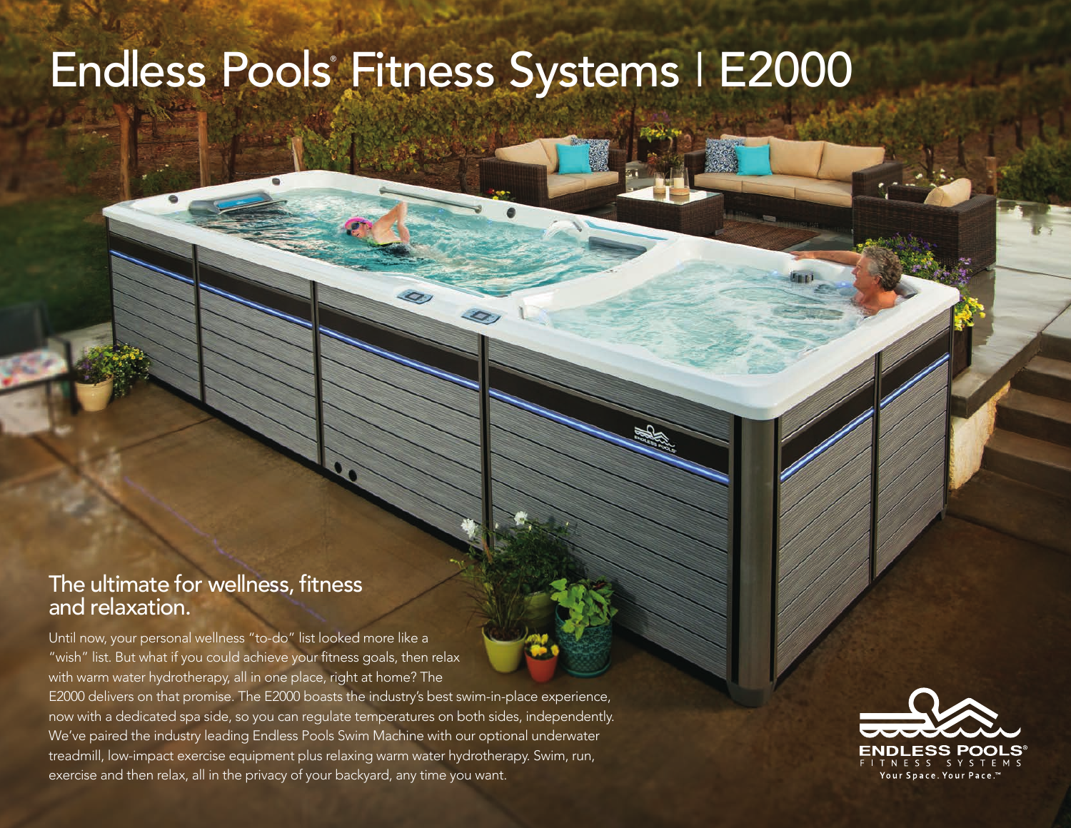# Endless Pools® Fitness Systems | E2000

## The ultimate for wellness, fitness and relaxation.

Until now, your personal wellness "to-do" list looked more like a "wish" list. But what if you could achieve your fitness goals, then relax with warm water hydrotherapy, all in one place, right at home? The E2000 delivers on that promise. The E2000 boasts the industry's best swim-in-place experience, now with a dedicated spa side, so you can regulate temperatures on both sides, independently. We've paired the industry leading Endless Pools Swim Machine with our optional underwater treadmill, low-impact exercise equipment plus relaxing warm water hydrotherapy. Swim, run, exercise and then relax, all in the privacy of your backyard, any time you want.

ENDLESS POOLS®
FITNESS SYSTEMS
Your Space. Your Pace.™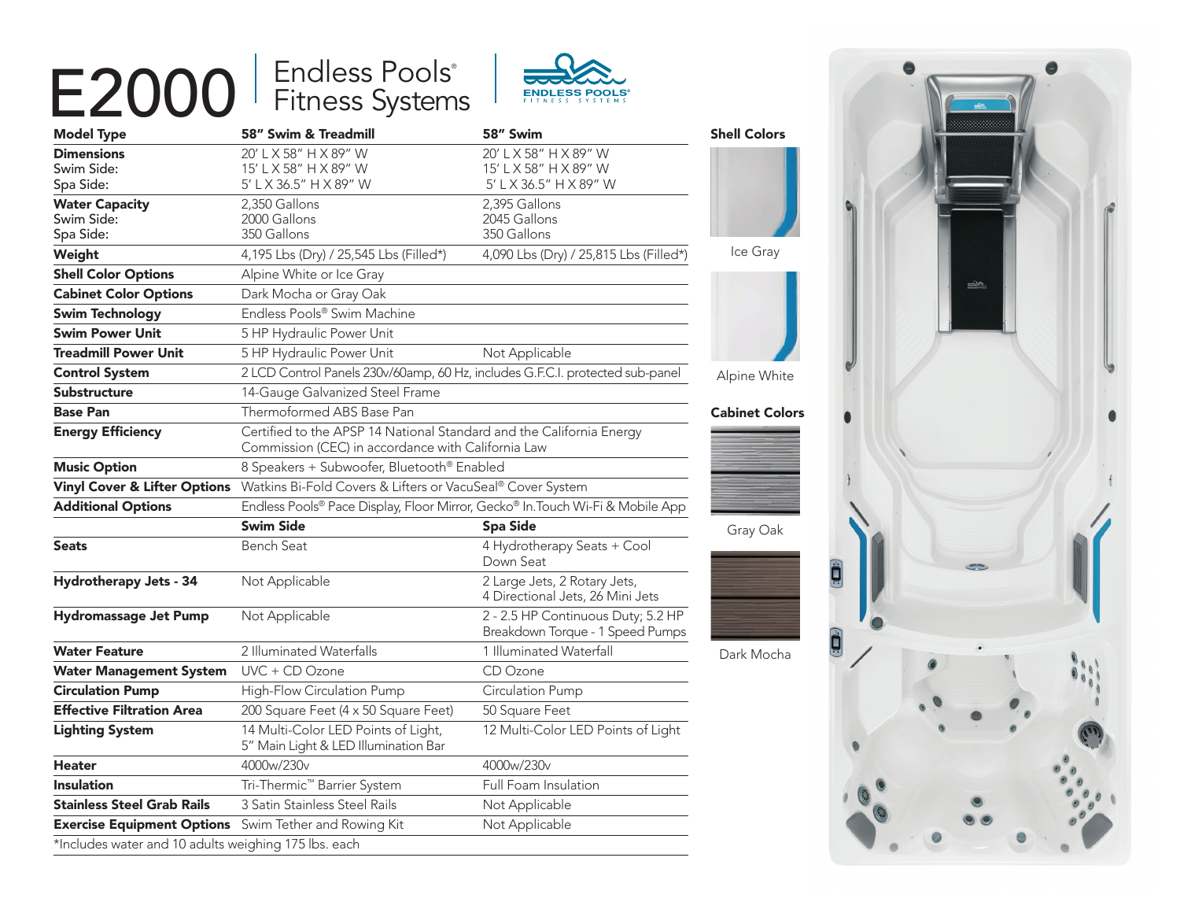# E2000 Endless Pools® Fitness Systems

| Model Type | 58" Swim & Treadmill | 58" Swim |
|---|---|---|
| **Dimensions**<br>Swim Side:<br>Spa Side: | 20' L X 58" H X 89" W<br>15' L X 58" H X 89" W<br>5' L X 36.5" H X 89" W | 20' L X 58" H X 89" W<br>15' L X 58" H X 89" W<br>5' L X 36.5" H X 89" W |
| **Water Capacity**<br>Swim Side:<br>Spa Side: | 2,350 Gallons<br>2000 Gallons<br>350 Gallons | 2,395 Gallons<br>2045 Gallons<br>350 Gallons |
| **Weight** | 4,195 Lbs (Dry) / 25,545 Lbs (Filled*) | 4,090 Lbs (Dry) / 25,815 Lbs (Filled*) |
| **Shell Color Options** | Alpine White or Ice Gray | |
| **Cabinet Color Options** | Dark Mocha or Gray Oak | |
| **Swim Technology** | Endless Pools® Swim Machine | |
| **Swim Power Unit** | 5 HP Hydraulic Power Unit | |
| **Treadmill Power Unit** | 5 HP Hydraulic Power Unit | Not Applicable |
| **Control System** | 2 LCD Control Panels 230v/60amp, 60 Hz, includes G.F.C.I. protected sub-panel | |
| **Substructure** | 14-Gauge Galvanized Steel Frame | |
| **Base Pan** | Thermoformed ABS Base Pan | |
| **Energy Efficiency** | Certified to the APSP 14 National Standard and the California Energy Commission (CEC) in accordance with California Law | |
| **Music Option** | 8 Speakers + Subwoofer, Bluetooth® Enabled | |
| **Vinyl Cover & Lifter Options** | Watkins Bi-Fold Covers & Lifters or VacuSeal® Cover System | |
| **Additional Options** | Endless Pools® Pace Display, Floor Mirror, Gecko® In.Touch Wi-Fi & Mobile App | |
| | **Swim Side** | **Spa Side** |
| **Seats** | Bench Seat | 4 Hydrotherapy Seats + Cool Down Seat |
| **Hydrotherapy Jets - 34** | Not Applicable | 2 Large Jets, 2 Rotary Jets, 4 Directional Jets, 26 Mini Jets |
| **Hydromassage Jet Pump** | Not Applicable | 2 - 2.5 HP Continuous Duty; 5.2 HP Breakdown Torque - 1 Speed Pumps |
| **Water Feature** | 2 Illuminated Waterfalls | 1 Illuminated Waterfall |
| **Water Management System** | UVC + CD Ozone | CD Ozone |
| **Circulation Pump** | High-Flow Circulation Pump | Circulation Pump |
| **Effective Filtration Area** | 200 Square Feet (4 x 50 Square Feet) | 50 Square Feet |
| **Lighting System** | 14 Multi-Color LED Points of Light, 5" Main Light & LED Illumination Bar | 12 Multi-Color LED Points of Light |
| **Heater** | 4000w/230v | 4000w/230v |
| **Insulation** | Tri-Thermic™ Barrier System | Full Foam Insulation |
| **Stainless Steel Grab Rails** | 3 Satin Stainless Steel Rails | Not Applicable |
| **Exercise Equipment Options** | Swim Tether and Rowing Kit | Not Applicable |

*Includes water and 10 adults weighing 175 lbs. each

**Shell Colors**

Ice Gray

Alpine White

**Cabinet Colors**

Gray Oak

Dark Mocha